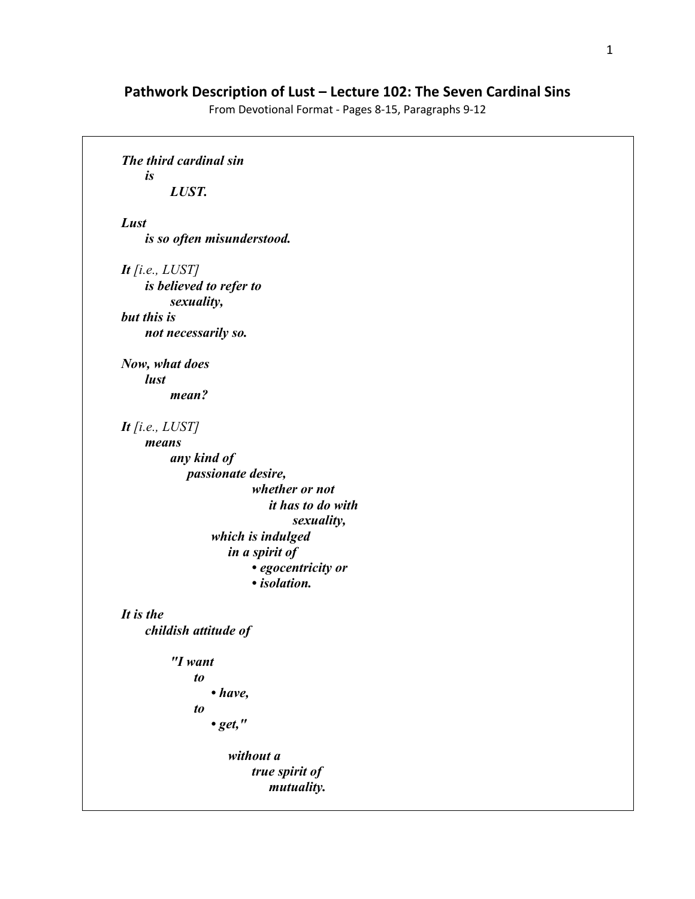## Pathwork Description of Lust – Lecture 102: The Seven Cardinal Sins

From Devotional Format - Pages 8-15, Paragraphs 9-12

***The third cardinal sin***
***is***
***LUST.***

***Lust***
***is so often misunderstood.***

***It** [i.e., LUST]*
***is believed to refer to***
***sexuality,***
***but this is***
***not necessarily so.***

***Now, what does***
***lust***
***mean?***

***It** [i.e., LUST]*
***means***
***any kind of***
***passionate desire,***
***whether or not***
***it has to do with***
***sexuality,***
***which is indulged***
***in a spirit of***
- ***egocentricity or***
- ***isolation.***

***It is the***
***childish attitude of***

***"I want***
***to***
- ***have,***

***to***
- ***get,"***

***without a***
***true spirit of***
***mutuality.***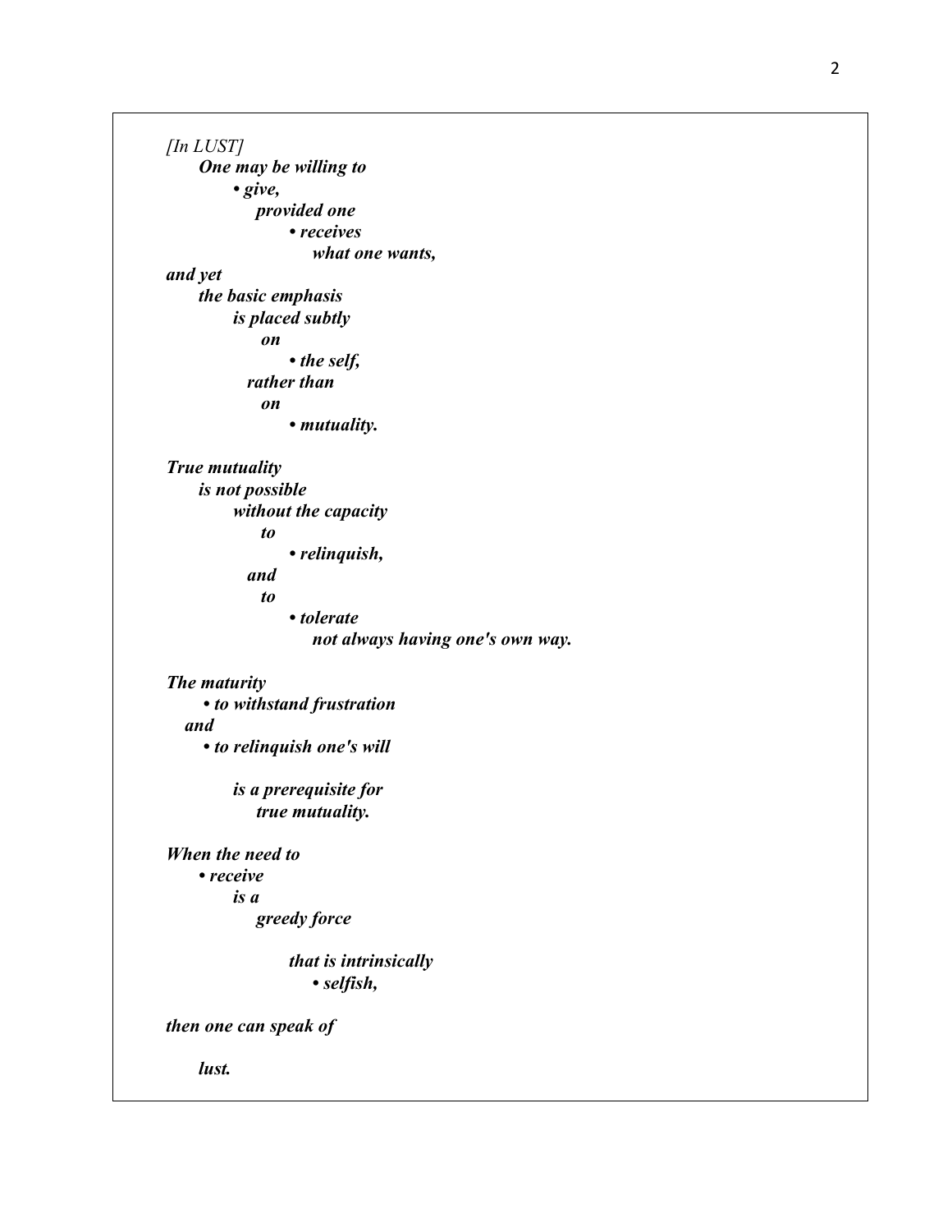*[In LUST]*

***One may be willing to***

***• give,***

***provided one***

***• receives***

***what one wants,***

***and yet***

***the basic emphasis***

***is placed subtly***

***on***

***• the self,***

***rather than***

***on***

***• mutuality.***

***True mutuality***

***is not possible***

***without the capacity***

***to***

***• relinquish,***

***and***

***to***

***• tolerate***

***not always having one's own way.***

***The maturity***

***• to withstand frustration***

***and***

***• to relinquish one's will***

***is a prerequisite for***

***true mutuality.***

***When the need to***

***• receive***

***is a***

***greedy force***

***that is intrinsically***

***• selfish,***

***then one can speak of***

***lust.***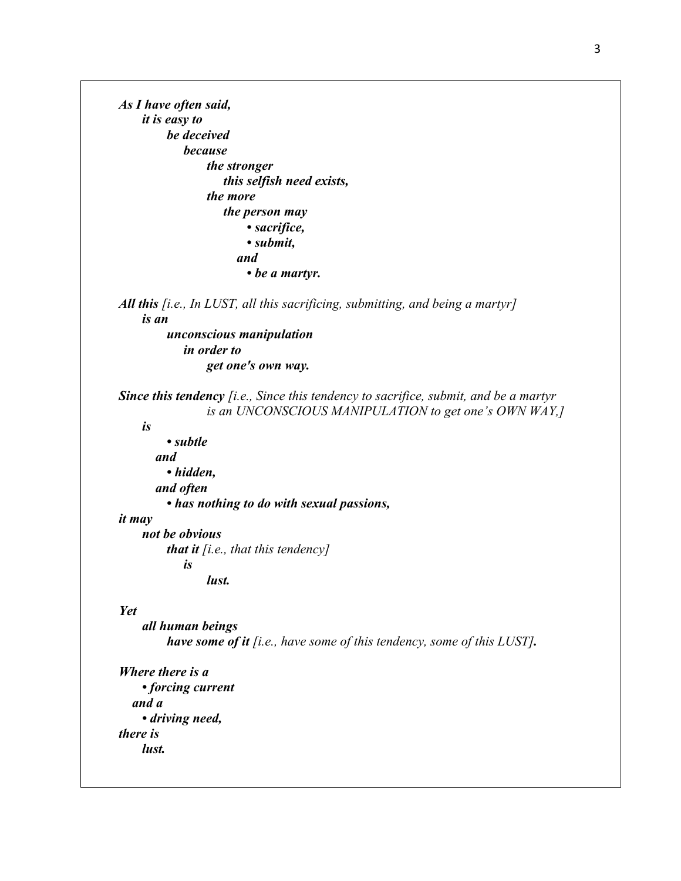***As I have often said,***
***it is easy to***
***be deceived***
***because***
***the stronger***
***this selfish need exists,***
***the more***
***the person may***

- ***sacrifice,***
- ***submit,***

***and***

- ***be a martyr.***

***All this*** *[i.e., In LUST, all this sacrificing, submitting, and being a martyr]*
***is an***
***unconscious manipulation***
***in order to***
***get one's own way.***

***Since this tendency*** *[i.e., Since this tendency to sacrifice, submit, and be a martyr is an UNCONSCIOUS MANIPULATION to get one's OWN WAY,]*
***is***

- ***subtle***

***and***

- ***hidden,***

***and often***

- ***has nothing to do with sexual passions,***

***it may***
***not be obvious***
***that it*** *[i.e., that this tendency]*
***is***
***lust.***

***Yet***
***all human beings***
***have some of it*** *[i.e., have some of this tendency, some of this LUST]**.***

***Where there is a***

- ***forcing current***

***and a***

- ***driving need,***

***there is***
***lust.***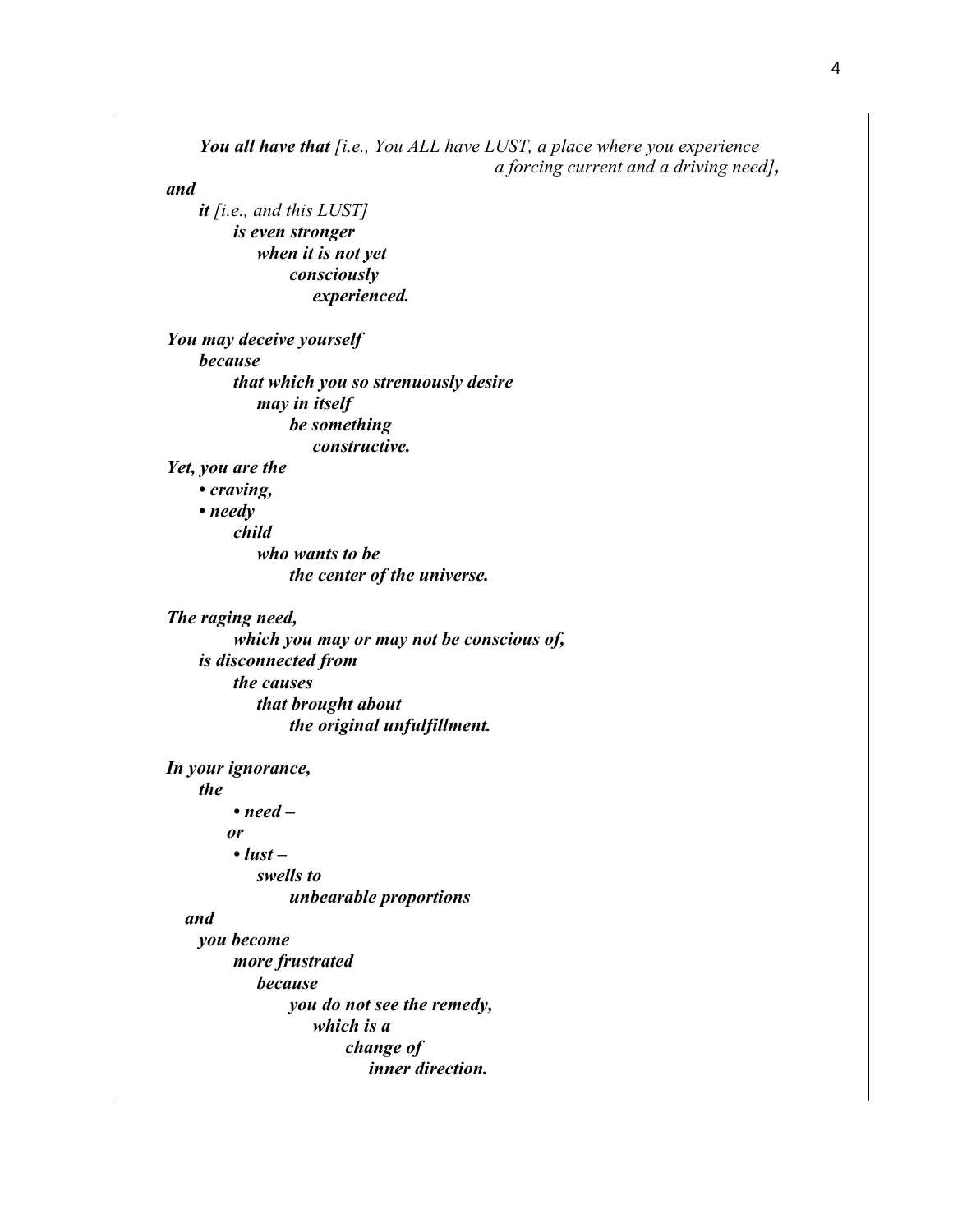***You all have that*** *[i.e., You ALL have LUST, a place where you experience a forcing current and a driving need]**,***

***and***

***it*** *[i.e., and this LUST]*
***is even stronger***
***when it is not yet***
***consciously***
***experienced.***

***You may deceive yourself***
***because***
***that which you so strenuously desire***
***may in itself***
***be something***
***constructive.***

***Yet, you are the***

- ***craving,***
- ***needy***

***child***
***who wants to be***
***the center of the universe.***

***The raging need,***
***which you may or may not be conscious of,***
***is disconnected from***
***the causes***
***that brought about***
***the original unfulfillment.***

***In your ignorance,***
***the***

- ***need –***

***or***

- ***lust –***

***swells to***
***unbearable proportions***

***and***
***you become***
***more frustrated***
***because***
***you do not see the remedy,***
***which is a***
***change of***
***inner direction.***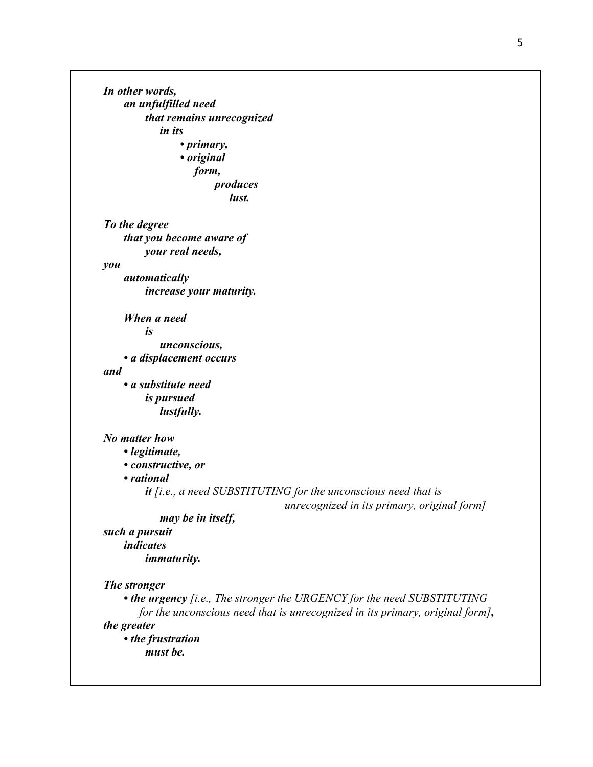***In other words,***
***an unfulfilled need***
***that remains unrecognized***
***in its***
- ***primary,***
- ***original***

***form,***
***produces***
***lust.***

***To the degree***
***that you become aware of***
***your real needs,***
***you***
***automatically***
***increase your maturity.***

***When a need***
***is***
***unconscious,***
- ***a displacement occurs***

***and***
- ***a substitute need***
  ***is pursued***
  ***lustfully.***

***No matter how***
- ***legitimate,***
- ***constructive, or***
- ***rational***

***it*** *[i.e., a need SUBSTITUTING for the unconscious need that is unrecognized in its primary, original form]*
***may be in itself,***
***such a pursuit***
***indicates***
***immaturity.***

***The stronger***
- ***the urgency*** *[i.e., The stronger the URGENCY for the need SUBSTITUTING for the unconscious need that is unrecognized in its primary, original form]****,***

***the greater***
- ***the frustration***
  ***must be.***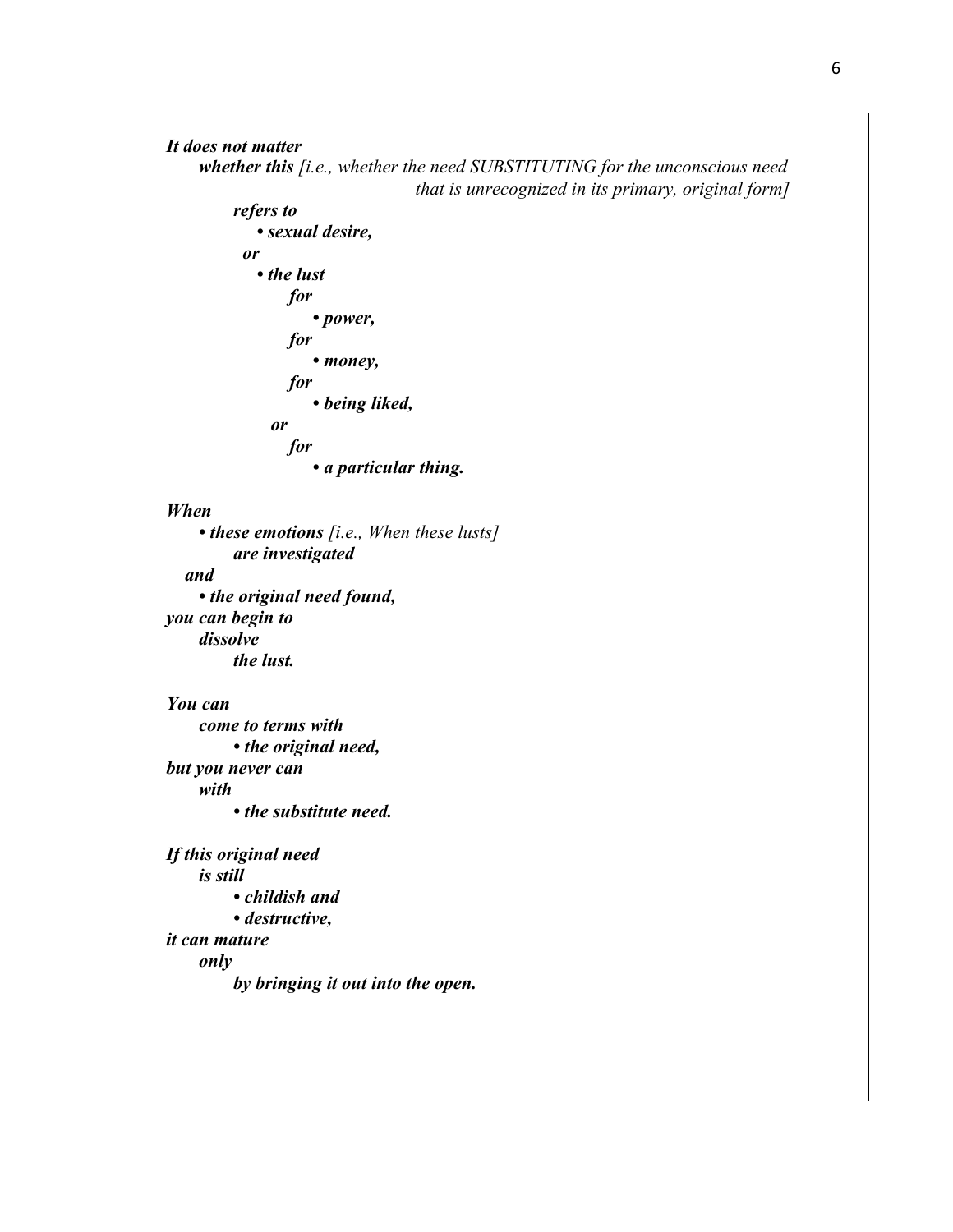***It does not matter***
***whether this*** *[i.e., whether the need SUBSTITUTING for the unconscious need that is unrecognized in its primary, original form]*
***refers to***
***• sexual desire,***
***or***
***• the lust***
***for***
***• power,***
***for***
***• money,***
***for***
***• being liked,***
***or***
***for***
***• a particular thing.***

***When***
***• these emotions*** *[i.e., When these lusts]*
***are investigated***
***and***
***• the original need found,***
***you can begin to***
***dissolve***
***the lust.***

***You can***
***come to terms with***
***• the original need,***
***but you never can***
***with***
***• the substitute need.***

***If this original need***
***is still***
***• childish and***
***• destructive,***
***it can mature***
***only***
***by bringing it out into the open.***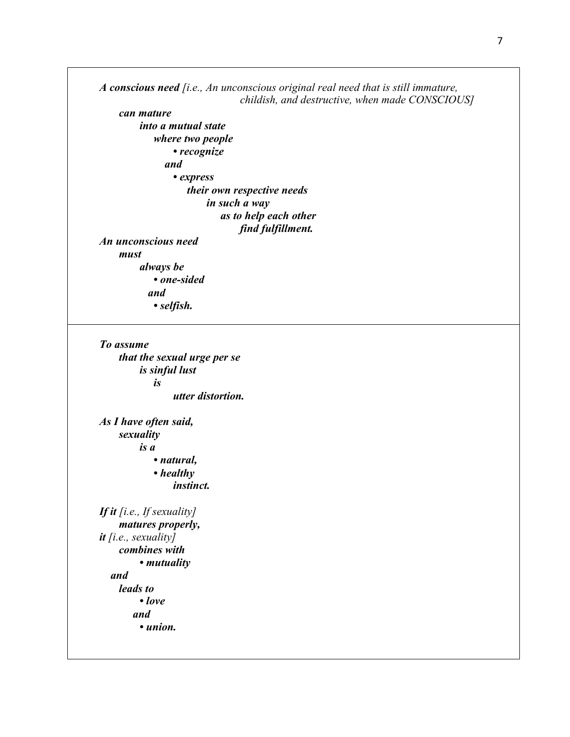***A conscious need*** *[i.e., An unconscious original real need that is still immature, childish, and destructive, when made CONSCIOUS]*
***can mature***
***into a mutual state***
***where two people***
***• recognize***
***and***
***• express***
***their own respective needs***
***in such a way***
***as to help each other***
***find fulfillment.***

***An unconscious need***
***must***
***always be***
***• one-sided***
***and***
***• selfish.***

---

***To assume***
***that the sexual urge per se***
***is sinful lust***
***is***
***utter distortion.***

***As I have often said,***
***sexuality***
***is a***
***• natural,***
***• healthy***
***instinct.***

***If it*** *[i.e., If sexuality]*
***matures properly,***
***it*** *[i.e., sexuality]*
***combines with***
***• mutuality***
***and***
***leads to***
***• love***
***and***
***• union.***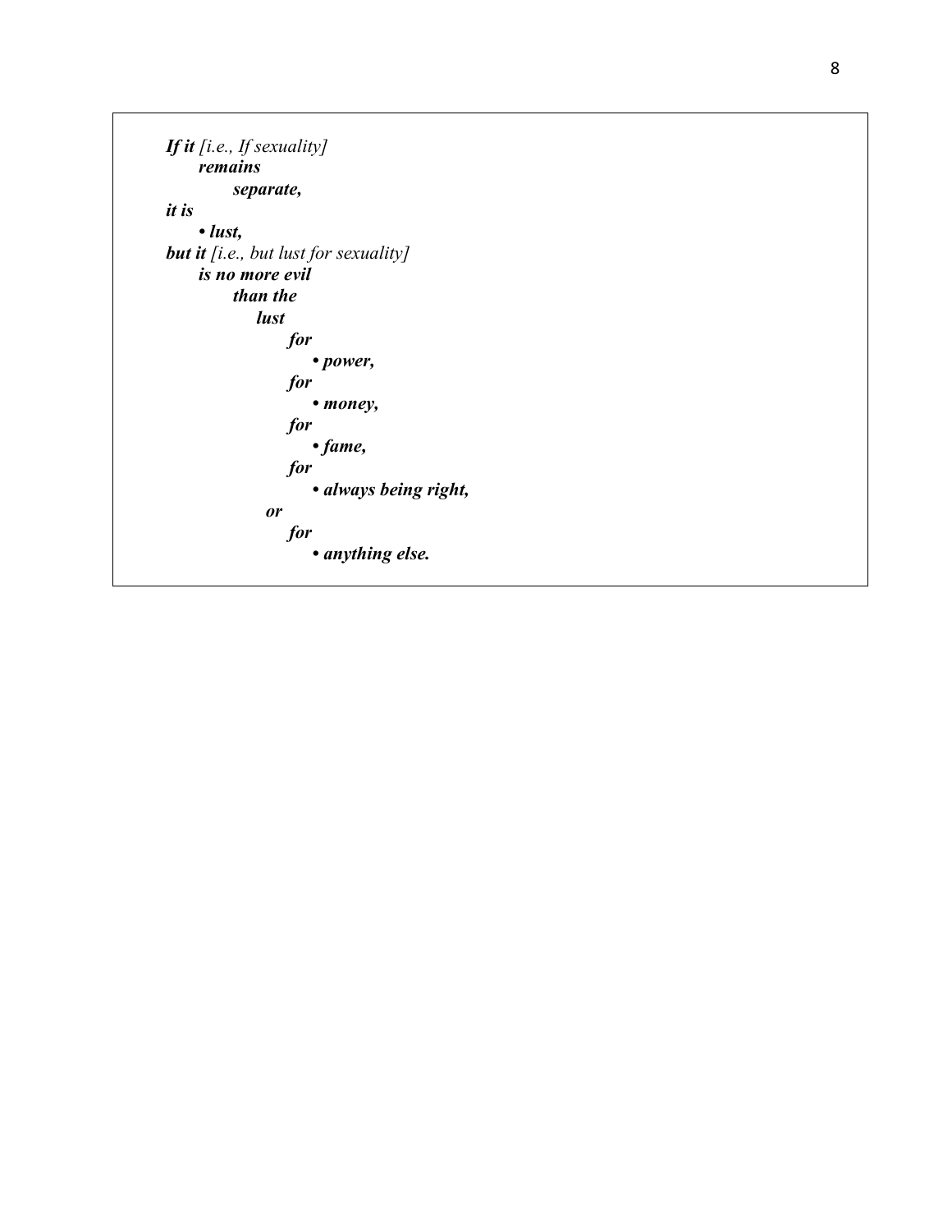***If it*** *[i.e., If sexuality]*
***remains***
***separate,***
***it is***
***• lust,***
***but it*** *[i.e., but lust for sexuality]*
***is no more evil***
***than the***
***lust***
***for***
***• power,***
***for***
***• money,***
***for***
***• fame,***
***for***
***• always being right,***
***or***
***for***
***• anything else.***